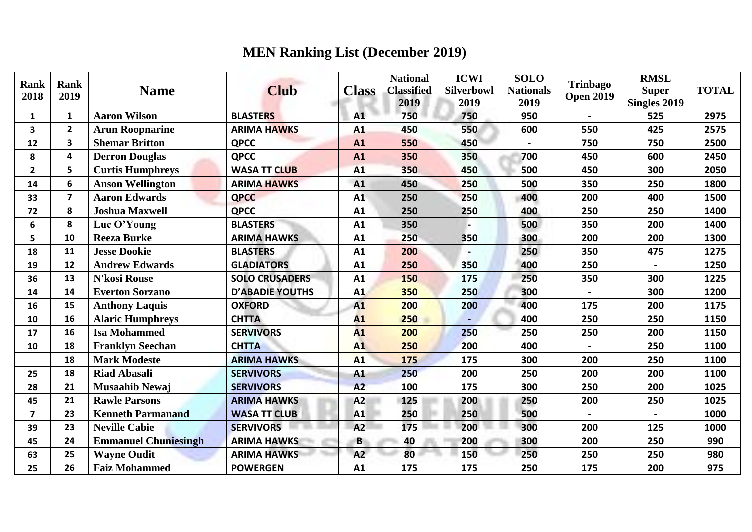# MEN Ranking List (December 2019)

| Rank 2018 | Rank 2019 | Name | Club | Class | National Classified 2019 | ICWI Silverbowl 2019 | SOLO Nationals 2019 | Trinbago Open 2019 | RMSL Super Singles 2019 | TOTAL |
|---|---|---|---|---|---|---|---|---|---|---|
| 1 | 1 | Aaron Wilson | BLASTERS | A1 | 750 | 750 | 950 | - | 525 | 2975 |
| 3 | 2 | Arun Roopnarine | ARIMA HAWKS | A1 | 450 | 550 | 600 | 550 | 425 | 2575 |
| 12 | 3 | Shemar Britton | QPCC | A1 | 550 | 450 | - | 750 | 750 | 2500 |
| 8 | 4 | Derron Douglas | QPCC | A1 | 350 | 350 | 700 | 450 | 600 | 2450 |
| 2 | 5 | Curtis Humphreys | WASA TT CLUB | A1 | 350 | 450 | 500 | 450 | 300 | 2050 |
| 14 | 6 | Anson Wellington | ARIMA HAWKS | A1 | 450 | 250 | 500 | 350 | 250 | 1800 |
| 33 | 7 | Aaron Edwards | QPCC | A1 | 250 | 250 | 400 | 200 | 400 | 1500 |
| 72 | 8 | Joshua Maxwell | QPCC | A1 | 250 | 250 | 400 | 250 | 250 | 1400 |
| 6 | 8 | Luc O'Young | BLASTERS | A1 | 350 | - | 500 | 350 | 200 | 1400 |
| 5 | 10 | Reeza Burke | ARIMA HAWKS | A1 | 250 | 350 | 300 | 200 | 200 | 1300 |
| 18 | 11 | Jesse Dookie | BLASTERS | A1 | 200 | - | 250 | 350 | 475 | 1275 |
| 19 | 12 | Andrew Edwards | GLADIATORS | A1 | 250 | 350 | 400 | 250 | - | 1250 |
| 36 | 13 | N'kosi Rouse | SOLO CRUSADERS | A1 | 150 | 175 | 250 | 350 | 300 | 1225 |
| 14 | 14 | Everton Sorzano | D'ABADIE YOUTHS | A1 | 350 | 250 | 300 | - | 300 | 1200 |
| 16 | 15 | Anthony Laquis | OXFORD | A1 | 200 | 200 | 400 | 175 | 200 | 1175 |
| 10 | 16 | Alaric Humphreys | CHTTA | A1 | 250 | - | 400 | 250 | 250 | 1150 |
| 17 | 16 | Isa Mohammed | SERVIVORS | A1 | 200 | 250 | 250 | 250 | 200 | 1150 |
| 10 | 18 | Franklyn Seechan | CHTTA | A1 | 250 | 200 | 400 | - | 250 | 1100 |
| | 18 | Mark Modeste | ARIMA HAWKS | A1 | 175 | 175 | 300 | 200 | 250 | 1100 |
| 25 | 18 | Riad Abasali | SERVIVORS | A1 | 250 | 200 | 250 | 200 | 200 | 1100 |
| 28 | 21 | Musaahib Newaj | SERVIVORS | A2 | 100 | 175 | 300 | 250 | 200 | 1025 |
| 45 | 21 | Rawle Parsons | ARIMA HAWKS | A2 | 125 | 200 | 250 | 200 | 250 | 1025 |
| 7 | 23 | Kenneth Parmanand | WASA TT CLUB | A1 | 250 | 250 | 500 | - | - | 1000 |
| 39 | 23 | Neville Cabie | SERVIVORS | A2 | 175 | 200 | 300 | 200 | 125 | 1000 |
| 45 | 24 | Emmanuel Chuniesingh | ARIMA HAWKS | B | 40 | 200 | 300 | 200 | 250 | 990 |
| 63 | 25 | Wayne Oudit | ARIMA HAWKS | A2 | 80 | 150 | 250 | 250 | 250 | 980 |
| 25 | 26 | Faiz Mohammed | POWERGEN | A1 | 175 | 175 | 250 | 175 | 200 | 975 |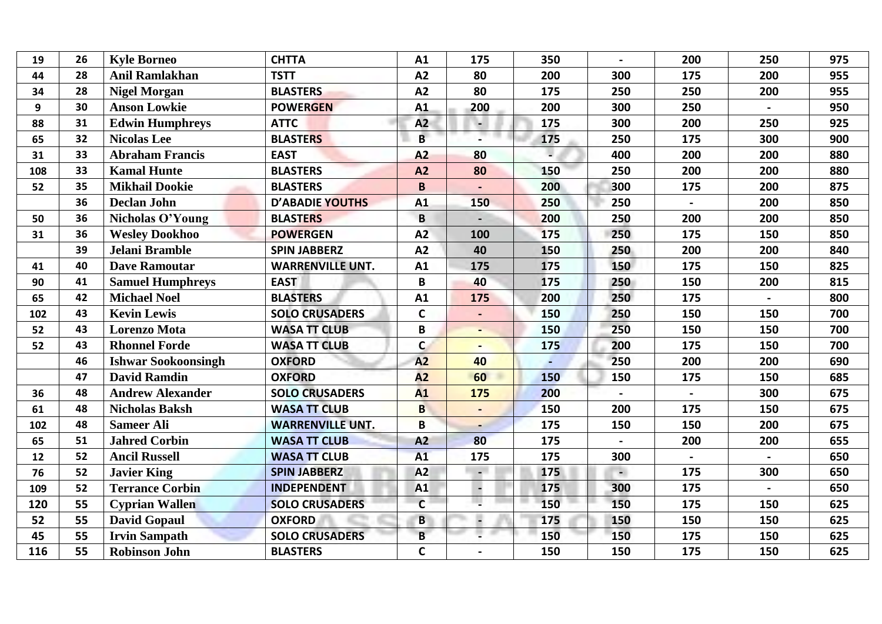| | | | | | | | | | | |
|---|---|---|---|---|---|---|---|---|---|---|
| 19 | 26 | **Kyle Borneo** | **CHTTA** | **A1** | **175** | **350** | **-** | **200** | **250** | **975** |
| 44 | 28 | **Anil Ramlakhan** | **TSTT** | **A2** | **80** | **200** | **300** | **175** | **200** | **955** |
| 34 | 28 | **Nigel Morgan** | **BLASTERS** | **A2** | **80** | **175** | **250** | **250** | **200** | **955** |
| 9 | 30 | **Anson Lowkie** | **POWERGEN** | **A1** | **200** | **200** | **300** | **250** | **-** | **950** |
| 88 | 31 | **Edwin Humphreys** | **ATTC** | **A2** | **-** | **175** | **300** | **200** | **250** | **925** |
| 65 | 32 | **Nicolas Lee** | **BLASTERS** | **B** | **-** | **175** | **250** | **175** | **300** | **900** |
| 31 | 33 | **Abraham Francis** | **EAST** | **A2** | **80** | **-** | **400** | **200** | **200** | **880** |
| 108 | 33 | **Kamal Hunte** | **BLASTERS** | **A2** | **80** | **150** | **250** | **200** | **200** | **880** |
| 52 | 35 | **Mikhail Dookie** | **BLASTERS** | **B** | **-** | **200** | **300** | **175** | **200** | **875** |
| | 36 | **Declan John** | **D'ABADIE YOUTHS** | **A1** | **150** | **250** | **250** | **-** | **200** | **850** |
| 50 | 36 | **Nicholas O'Young** | **BLASTERS** | **B** | **-** | **200** | **250** | **200** | **200** | **850** |
| 31 | 36 | **Wesley Dookhoo** | **POWERGEN** | **A2** | **100** | **175** | **250** | **175** | **150** | **850** |
| | 39 | **Jelani Bramble** | **SPIN JABBERZ** | **A2** | **40** | **150** | **250** | **200** | **200** | **840** |
| 41 | 40 | **Dave Ramoutar** | **WARRENVILLE UNT.** | **A1** | **175** | **175** | **150** | **175** | **150** | **825** |
| 90 | 41 | **Samuel Humphreys** | **EAST** | **B** | **40** | **175** | **250** | **150** | **200** | **815** |
| 65 | 42 | **Michael Noel** | **BLASTERS** | **A1** | **175** | **200** | **250** | **175** | **-** | **800** |
| 102 | 43 | **Kevin Lewis** | **SOLO CRUSADERS** | **C** | **-** | **150** | **250** | **150** | **150** | **700** |
| 52 | 43 | **Lorenzo Mota** | **WASA TT CLUB** | **B** | **-** | **150** | **250** | **150** | **150** | **700** |
| 52 | 43 | **Rhonnel Forde** | **WASA TT CLUB** | **C** | **-** | **175** | **200** | **175** | **150** | **700** |
| | 46 | **Ishwar Sookoonsingh** | **OXFORD** | **A2** | **40** | **-** | **250** | **200** | **200** | **690** |
| | 47 | **David Ramdin** | **OXFORD** | **A2** | **60** | **150** | **150** | **175** | **150** | **685** |
| 36 | 48 | **Andrew Alexander** | **SOLO CRUSADERS** | **A1** | **175** | **200** | **-** | **-** | **300** | **675** |
| 61 | 48 | **Nicholas Baksh** | **WASA TT CLUB** | **B** | **-** | **150** | **200** | **175** | **150** | **675** |
| 102 | 48 | **Sameer Ali** | **WARRENVILLE UNT.** | **B** | **-** | **175** | **150** | **150** | **200** | **675** |
| 65 | 51 | **Jahred Corbin** | **WASA TT CLUB** | **A2** | **80** | **175** | **-** | **200** | **200** | **655** |
| 12 | 52 | **Ancil Russell** | **WASA TT CLUB** | **A1** | **175** | **175** | **300** | **-** | **-** | **650** |
| 76 | 52 | **Javier King** | **SPIN JABBERZ** | **A2** | **-** | **175** | **-** | **175** | **300** | **650** |
| 109 | 52 | **Terrance Corbin** | **INDEPENDENT** | **A1** | **-** | **175** | **300** | **175** | **-** | **650** |
| 120 | 55 | **Cyprian Wallen** | **SOLO CRUSADERS** | **C** | **-** | **150** | **150** | **175** | **150** | **625** |
| 52 | 55 | **David Gopaul** | **OXFORD** | **B** | **-** | **175** | **150** | **150** | **150** | **625** |
| 45 | 55 | **Irvin Sampath** | **SOLO CRUSADERS** | **B** | **-** | **150** | **150** | **175** | **150** | **625** |
| 116 | 55 | **Robinson John** | **BLASTERS** | **C** | **-** | **150** | **150** | **175** | **150** | **625** |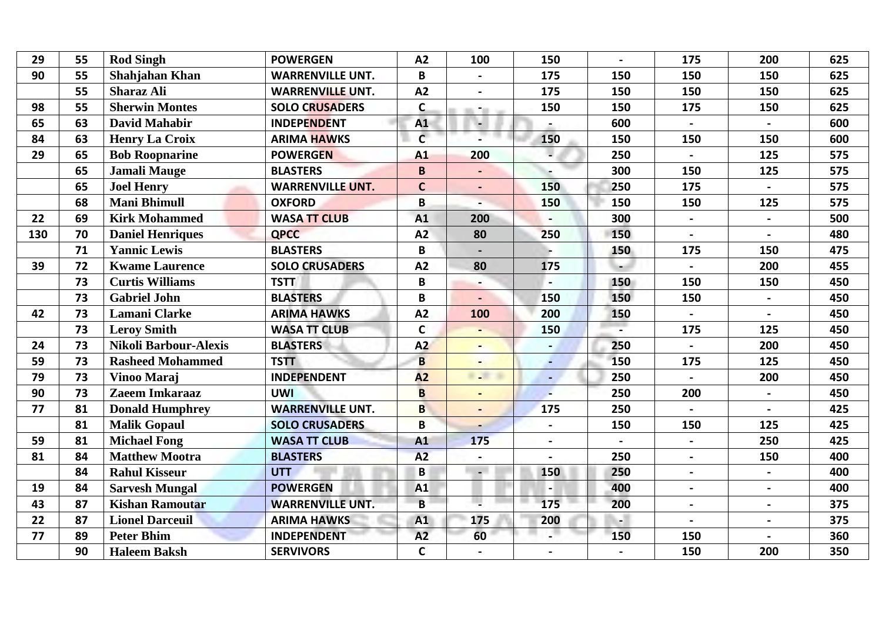| | | | | | | | | | | |
|---|---|---|---|---|---|---|---|---|---|---|
| 29 | 55 | **Rod Singh** | **POWERGEN** | **A2** | **100** | **150** | **-** | **175** | **200** | **625** |
| 90 | 55 | **Shahjahan Khan** | **WARRENVILLE UNT.** | **B** | **-** | **175** | **150** | **150** | **150** | **625** |
| | 55 | **Sharaz Ali** | **WARRENVILLE UNT.** | **A2** | **-** | **175** | **150** | **150** | **150** | **625** |
| 98 | 55 | **Sherwin Montes** | **SOLO CRUSADERS** | **C** | **-** | **150** | **150** | **175** | **150** | **625** |
| 65 | 63 | **David Mahabir** | **INDEPENDENT** | **A1** | **-** | **-** | **600** | **-** | **-** | **600** |
| 84 | 63 | **Henry La Croix** | **ARIMA HAWKS** | **C** | **-** | **150** | **150** | **150** | **150** | **600** |
| 29 | 65 | **Bob Roopnarine** | **POWERGEN** | **A1** | **200** | **-** | **250** | **-** | **125** | **575** |
| | 65 | **Jamali Mauge** | **BLASTERS** | **B** | **-** | **-** | **300** | **150** | **125** | **575** |
| | 65 | **Joel Henry** | **WARRENVILLE UNT.** | **C** | **-** | **150** | **250** | **175** | **-** | **575** |
| | 68 | **Mani Bhimull** | **OXFORD** | **B** | **-** | **150** | **150** | **150** | **125** | **575** |
| 22 | 69 | **Kirk Mohammed** | **WASA TT CLUB** | **A1** | **200** | **-** | **300** | **-** | **-** | **500** |
| 130 | 70 | **Daniel Henriques** | **QPCC** | **A2** | **80** | **250** | **150** | **-** | **-** | **480** |
| | 71 | **Yannic Lewis** | **BLASTERS** | **B** | **-** | **-** | **150** | **175** | **150** | **475** |
| 39 | 72 | **Kwame Laurence** | **SOLO CRUSADERS** | **A2** | **80** | **175** | **-** | **-** | **200** | **455** |
| | 73 | **Curtis Williams** | **TSTT** | **B** | **-** | **-** | **150** | **150** | **150** | **450** |
| | 73 | **Gabriel John** | **BLASTERS** | **B** | **-** | **150** | **150** | **150** | **-** | **450** |
| 42 | 73 | **Lamani Clarke** | **ARIMA HAWKS** | **A2** | **100** | **200** | **150** | **-** | **-** | **450** |
| | 73 | **Leroy Smith** | **WASA TT CLUB** | **C** | **-** | **150** | **-** | **175** | **125** | **450** |
| 24 | 73 | **Nikoli Barbour-Alexis** | **BLASTERS** | **A2** | **-** | **-** | **250** | **-** | **200** | **450** |
| 59 | 73 | **Rasheed Mohammed** | **TSTT** | **B** | **-** | **-** | **150** | **175** | **125** | **450** |
| 79 | 73 | **Vinoo Maraj** | **INDEPENDENT** | **A2** | **-** | **-** | **250** | **-** | **200** | **450** |
| 90 | 73 | **Zaeem Imkaraaz** | **UWI** | **B** | **-** | **-** | **250** | **200** | **-** | **450** |
| 77 | 81 | **Donald Humphrey** | **WARRENVILLE UNT.** | **B** | **-** | **175** | **250** | **-** | **-** | **425** |
| | 81 | **Malik Gopaul** | **SOLO CRUSADERS** | **B** | **-** | **-** | **150** | **150** | **125** | **425** |
| 59 | 81 | **Michael Fong** | **WASA TT CLUB** | **A1** | **175** | **-** | **-** | **-** | **250** | **425** |
| 81 | 84 | **Matthew Mootra** | **BLASTERS** | **A2** | **-** | **-** | **250** | **-** | **150** | **400** |
| | 84 | **Rahul Kisseur** | **UTT** | **B** | **-** | **150** | **250** | **-** | **-** | **400** |
| 19 | 84 | **Sarvesh Mungal** | **POWERGEN** | **A1** | | **-** | **400** | **-** | **-** | **400** |
| 43 | 87 | **Kishan Ramoutar** | **WARRENVILLE UNT.** | **B** | **-** | **175** | **200** | **-** | **-** | **375** |
| 22 | 87 | **Lionel Darceuil** | **ARIMA HAWKS** | **A1** | **175** | **200** | **-** | **-** | **-** | **375** |
| 77 | 89 | **Peter Bhim** | **INDEPENDENT** | **A2** | **60** | **-** | **150** | **150** | **-** | **360** |
| | 90 | **Haleem Baksh** | **SERVIVORS** | **C** | **-** | **-** | **-** | **150** | **200** | **350** |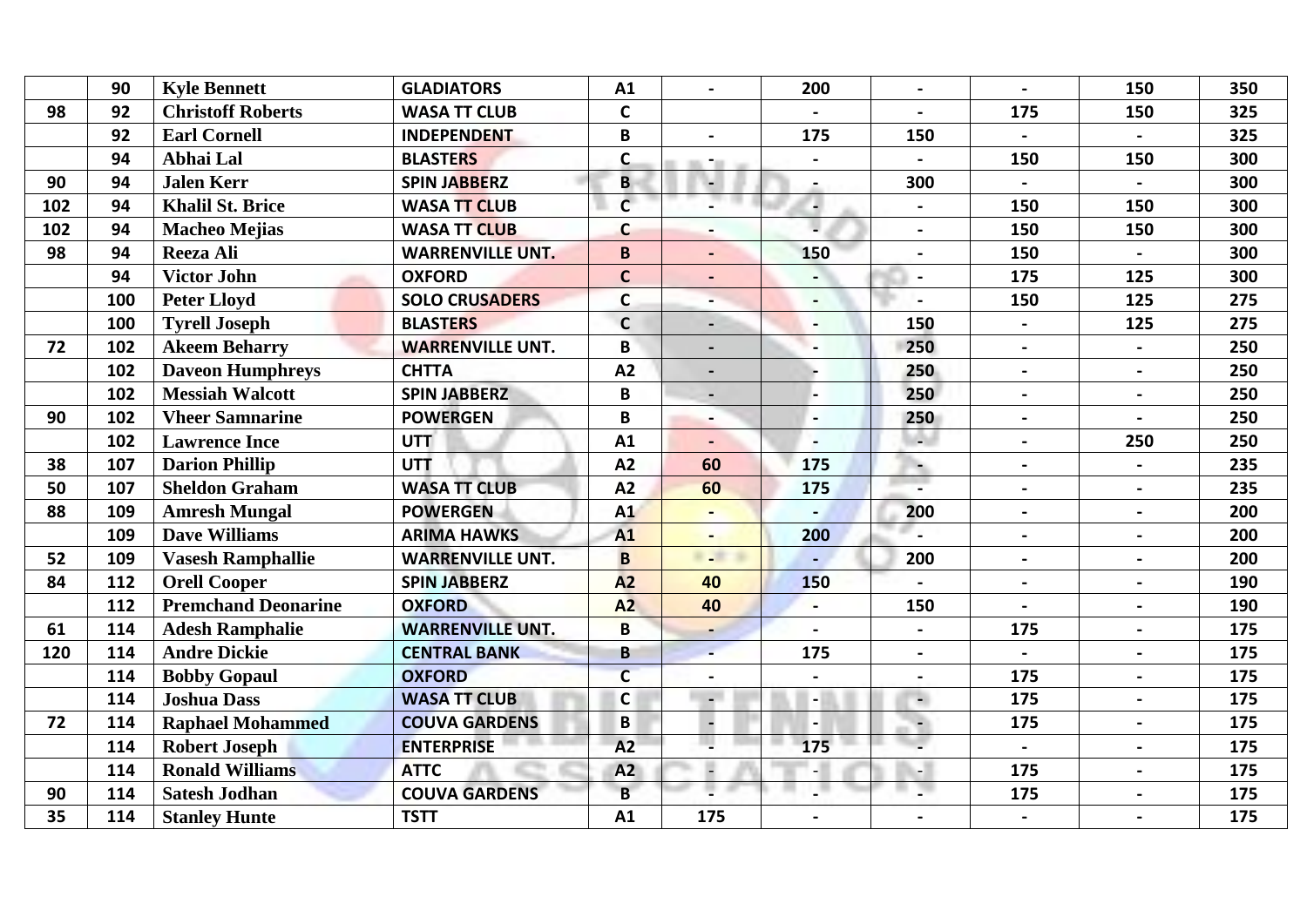|  |  |  |  |  |  |  |  |  |  |  |
|---|---|---|---|---|---|---|---|---|---|---|
|  | 90 | **Kyle Bennett** | **GLADIATORS** | **A1** | **-** | **200** | **-** | **-** | **150** | **350** |
| **98** | **92** | **Christoff Roberts** | **WASA TT CLUB** | **C** |  | **-** | **-** | **175** | **150** | **325** |
|  | **92** | **Earl Cornell** | **INDEPENDENT** | **B** | **-** | **175** | **150** | **-** | **-** | **325** |
|  | **94** | **Abhai Lal** | **BLASTERS** | **C** | **-** | **-** | **-** | **150** | **150** | **300** |
| **90** | **94** | **Jalen Kerr** | **SPIN JABBERZ** | **B** | **-** | **-** | **300** | **-** | **-** | **300** |
| **102** | **94** | **Khalil St. Brice** | **WASA TT CLUB** | **C** | **-** | **-** | **-** | **150** | **150** | **300** |
| **102** | **94** | **Macheo Mejias** | **WASA TT CLUB** | **C** | **-** | **-** | **-** | **150** | **150** | **300** |
| **98** | **94** | **Reeza Ali** | **WARRENVILLE UNT.** | **B** | **-** | **150** | **-** | **150** | **-** | **300** |
|  | **94** | **Victor John** | **OXFORD** | **C** | **-** | **-** | **-** | **175** | **125** | **300** |
|  | **100** | **Peter Lloyd** | **SOLO CRUSADERS** | **C** | **-** | **-** | **-** | **150** | **125** | **275** |
|  | **100** | **Tyrell Joseph** | **BLASTERS** | **C** | **-** | **-** | **150** | **-** | **125** | **275** |
| **72** | **102** | **Akeem Beharry** | **WARRENVILLE UNT.** | **B** | **-** | **-** | **250** | **-** | **-** | **250** |
|  | **102** | **Daveon Humphreys** | **CHTTA** | **A2** | **-** | **-** | **250** | **-** | **-** | **250** |
|  | **102** | **Messiah Walcott** | **SPIN JABBERZ** | **B** | **-** | **-** | **250** | **-** | **-** | **250** |
| **90** | **102** | **Vheer Samnarine** | **POWERGEN** | **B** | **-** | **-** | **250** | **-** | **-** | **250** |
|  | **102** | **Lawrence Ince** | **UTT** | **A1** | **-** | **-** | **-** | **-** | **250** | **250** |
| **38** | **107** | **Darion Phillip** | **UTT** | **A2** | **60** | **175** | **-** | **-** | **-** | **235** |
| **50** | **107** | **Sheldon Graham** | **WASA TT CLUB** | **A2** | **60** | **175** | **-** | **-** | **-** | **235** |
| **88** | **109** | **Amresh Mungal** | **POWERGEN** | **A1** | **-** | **-** | **200** | **-** | **-** | **200** |
|  | **109** | **Dave Williams** | **ARIMA HAWKS** | **A1** | **-** | **200** | **-** | **-** | **-** | **200** |
| **52** | **109** | **Vasesh Ramphallie** | **WARRENVILLE UNT.** | **B** | **-** | **-** | **200** | **-** | **-** | **200** |
| **84** | **112** | **Orell Cooper** | **SPIN JABBERZ** | **A2** | **40** | **150** | **-** | **-** | **-** | **190** |
|  | **112** | **Premchand Deonarine** | **OXFORD** | **A2** | **40** | **-** | **150** | **-** | **-** | **190** |
| **61** | **114** | **Adesh Ramphalie** | **WARRENVILLE UNT.** | **B** | **-** | **-** | **-** | **175** | **-** | **175** |
| **120** | **114** | **Andre Dickie** | **CENTRAL BANK** | **B** | **-** | **175** | **-** | **-** | **-** | **175** |
|  | **114** | **Bobby Gopaul** | **OXFORD** | **C** | **-** | **-** | **-** | **175** | **-** | **175** |
|  | **114** | **Joshua Dass** | **WASA TT CLUB** | **C** | **-** | **-** | **-** | **175** | **-** | **175** |
| **72** | **114** | **Raphael Mohammed** | **COUVA GARDENS** | **B** | **-** | **-** | **-** | **175** | **-** | **175** |
|  | **114** | **Robert Joseph** | **ENTERPRISE** | **A2** | **-** | **175** | **-** | **-** | **-** | **175** |
|  | **114** | **Ronald Williams** | **ATTC** | **A2** | **-** | **-** | **-** | **175** | **-** | **175** |
| **90** | **114** | **Satesh Jodhan** | **COUVA GARDENS** | **B** | **-** | **-** | **-** | **175** | **-** | **175** |
| **35** | **114** | **Stanley Hunte** | **TSTT** | **A1** | **175** | **-** | **-** | **-** | **-** | **175** |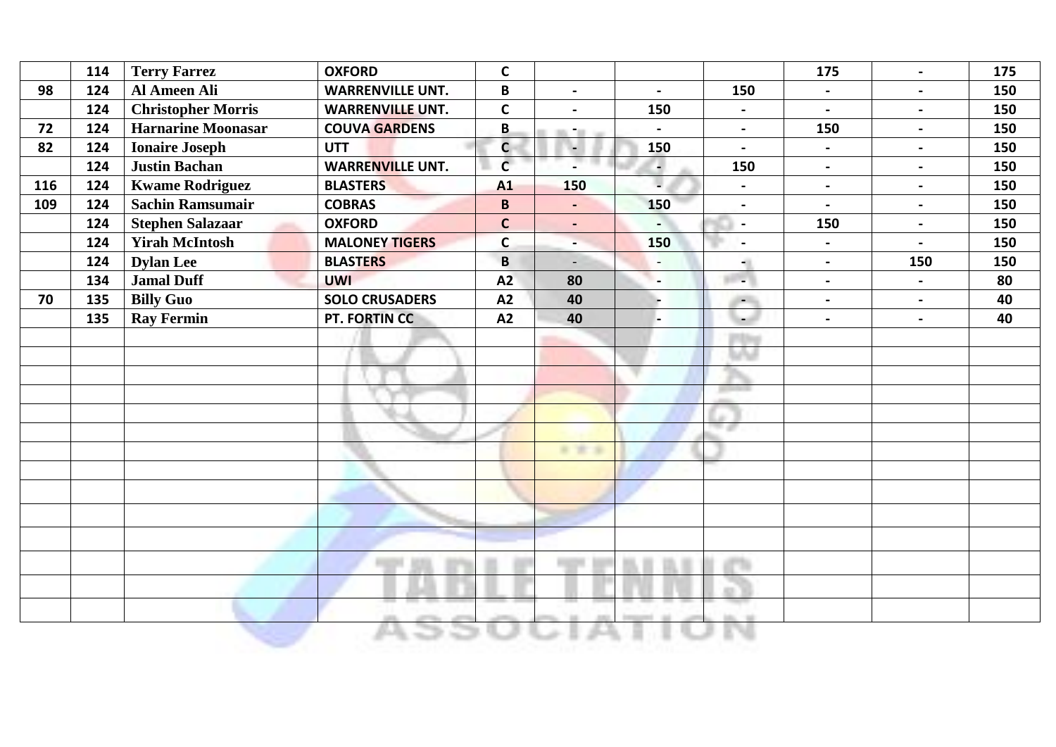| | | | | | | | | | | |
|---|---|---|---|---|---|---|---|---|---|---|
| | 114 | **Terry Farrez** | **OXFORD** | **C** | | | | **175** | **-** | **175** |
| **98** | **124** | **Al Ameen Ali** | **WARRENVILLE UNT.** | **B** | **-** | **-** | **150** | **-** | **-** | **150** |
| | **124** | **Christopher Morris** | **WARRENVILLE UNT.** | **C** | **-** | **150** | **-** | **-** | **-** | **150** |
| **72** | **124** | **Harnarine Moonasar** | **COUVA GARDENS** | **B** | **-** | **-** | **-** | **150** | **-** | **150** |
| **82** | **124** | **Ionaire Joseph** | **UTT** | **C** | **-** | **150** | **-** | **-** | **-** | **150** |
| | **124** | **Justin Bachan** | **WARRENVILLE UNT.** | **C** | **-** | **-** | **150** | **-** | **-** | **150** |
| **116** | **124** | **Kwame Rodriguez** | **BLASTERS** | **A1** | **150** | **-** | **-** | **-** | **-** | **150** |
| **109** | **124** | **Sachin Ramsumair** | **COBRAS** | **B** | **-** | **150** | **-** | **-** | **-** | **150** |
| | **124** | **Stephen Salazaar** | **OXFORD** | **C** | **-** | **-** | **-** | **150** | **-** | **150** |
| | **124** | **Yirah McIntosh** | **MALONEY TIGERS** | **C** | **-** | **150** | **-** | **-** | **-** | **150** |
| | **124** | **Dylan Lee** | **BLASTERS** | **B** | - | - | **-** | **-** | **150** | **150** |
| | **134** | **Jamal Duff** | **UWI** | **A2** | **80** | **-** | **-** | **-** | **-** | **80** |
| **70** | **135** | **Billy Guo** | **SOLO CRUSADERS** | **A2** | **40** | **-** | **-** | **-** | **-** | **40** |
| | **135** | **Ray Fermin** | **PT. FORTIN CC** | **A2** | **40** | **-** | **-** | **-** | **-** | **40** |